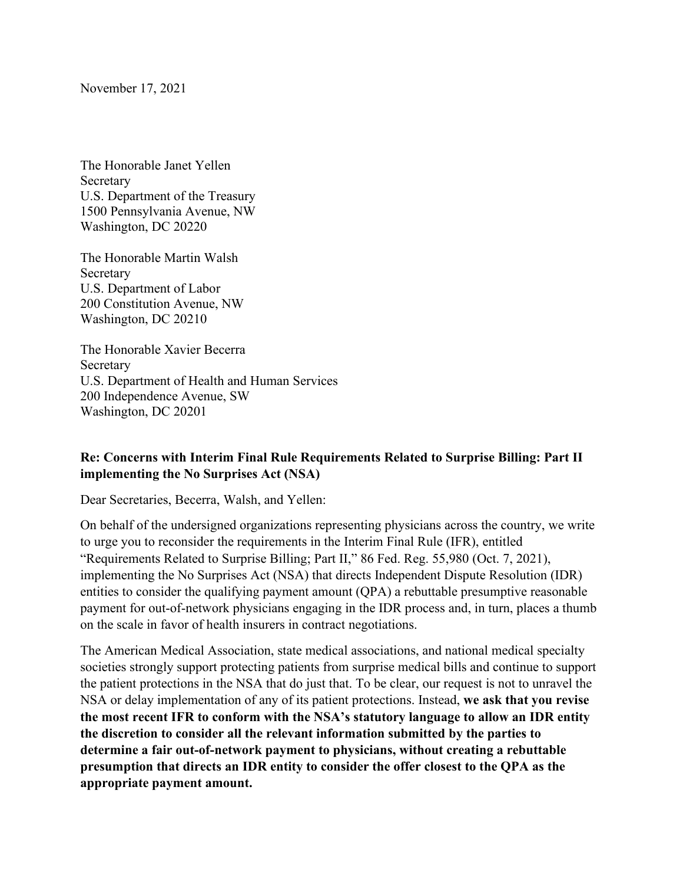November 17, 2021

The Honorable Janet Yellen
Secretary
U.S. Department of the Treasury
1500 Pennsylvania Avenue, NW
Washington, DC 20220

The Honorable Martin Walsh
Secretary
U.S. Department of Labor
200 Constitution Avenue, NW
Washington, DC 20210

The Honorable Xavier Becerra
Secretary
U.S. Department of Health and Human Services
200 Independence Avenue, SW
Washington, DC 20201

**Re: Concerns with Interim Final Rule Requirements Related to Surprise Billing: Part II implementing the No Surprises Act (NSA)**

Dear Secretaries, Becerra, Walsh, and Yellen:

On behalf of the undersigned organizations representing physicians across the country, we write to urge you to reconsider the requirements in the Interim Final Rule (IFR), entitled "Requirements Related to Surprise Billing; Part II," 86 Fed. Reg. 55,980 (Oct. 7, 2021), implementing the No Surprises Act (NSA) that directs Independent Dispute Resolution (IDR) entities to consider the qualifying payment amount (QPA) a rebuttable presumptive reasonable payment for out-of-network physicians engaging in the IDR process and, in turn, places a thumb on the scale in favor of health insurers in contract negotiations.

The American Medical Association, state medical associations, and national medical specialty societies strongly support protecting patients from surprise medical bills and continue to support the patient protections in the NSA that do just that. To be clear, our request is not to unravel the NSA or delay implementation of any of its patient protections. Instead, **we ask that you revise the most recent IFR to conform with the NSA's statutory language to allow an IDR entity the discretion to consider all the relevant information submitted by the parties to determine a fair out-of-network payment to physicians, without creating a rebuttable presumption that directs an IDR entity to consider the offer closest to the QPA as the appropriate payment amount.**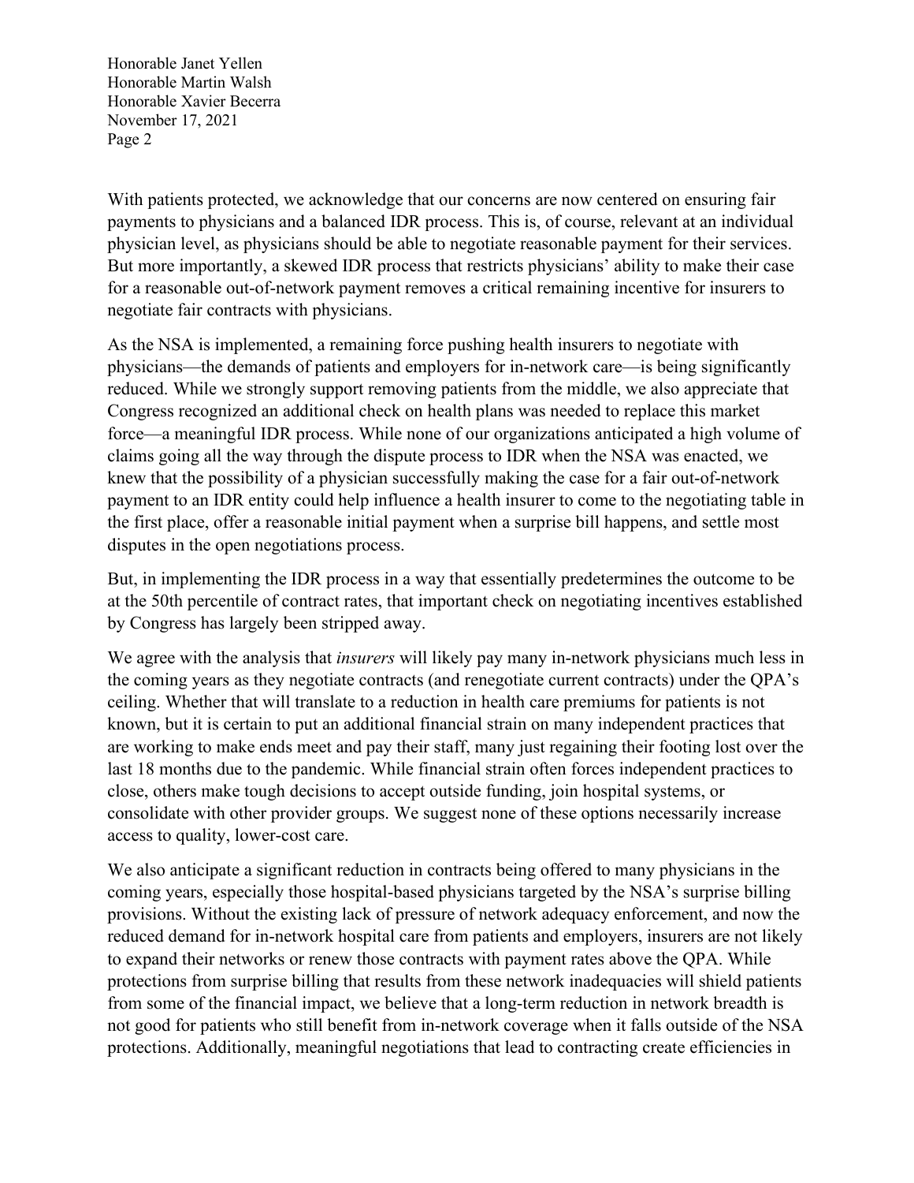With patients protected, we acknowledge that our concerns are now centered on ensuring fair payments to physicians and a balanced IDR process. This is, of course, relevant at an individual physician level, as physicians should be able to negotiate reasonable payment for their services. But more importantly, a skewed IDR process that restricts physicians' ability to make their case for a reasonable out-of-network payment removes a critical remaining incentive for insurers to negotiate fair contracts with physicians.

As the NSA is implemented, a remaining force pushing health insurers to negotiate with physicians—the demands of patients and employers for in-network care—is being significantly reduced. While we strongly support removing patients from the middle, we also appreciate that Congress recognized an additional check on health plans was needed to replace this market force—a meaningful IDR process. While none of our organizations anticipated a high volume of claims going all the way through the dispute process to IDR when the NSA was enacted, we knew that the possibility of a physician successfully making the case for a fair out-of-network payment to an IDR entity could help influence a health insurer to come to the negotiating table in the first place, offer a reasonable initial payment when a surprise bill happens, and settle most disputes in the open negotiations process.

But, in implementing the IDR process in a way that essentially predetermines the outcome to be at the 50th percentile of contract rates, that important check on negotiating incentives established by Congress has largely been stripped away.

We agree with the analysis that *insurers* will likely pay many in-network physicians much less in the coming years as they negotiate contracts (and renegotiate current contracts) under the QPA's ceiling. Whether that will translate to a reduction in health care premiums for patients is not known, but it is certain to put an additional financial strain on many independent practices that are working to make ends meet and pay their staff, many just regaining their footing lost over the last 18 months due to the pandemic. While financial strain often forces independent practices to close, others make tough decisions to accept outside funding, join hospital systems, or consolidate with other provider groups. We suggest none of these options necessarily increase access to quality, lower-cost care.

We also anticipate a significant reduction in contracts being offered to many physicians in the coming years, especially those hospital-based physicians targeted by the NSA's surprise billing provisions. Without the existing lack of pressure of network adequacy enforcement, and now the reduced demand for in-network hospital care from patients and employers, insurers are not likely to expand their networks or renew those contracts with payment rates above the QPA. While protections from surprise billing that results from these network inadequacies will shield patients from some of the financial impact, we believe that a long-term reduction in network breadth is not good for patients who still benefit from in-network coverage when it falls outside of the NSA protections. Additionally, meaningful negotiations that lead to contracting create efficiencies in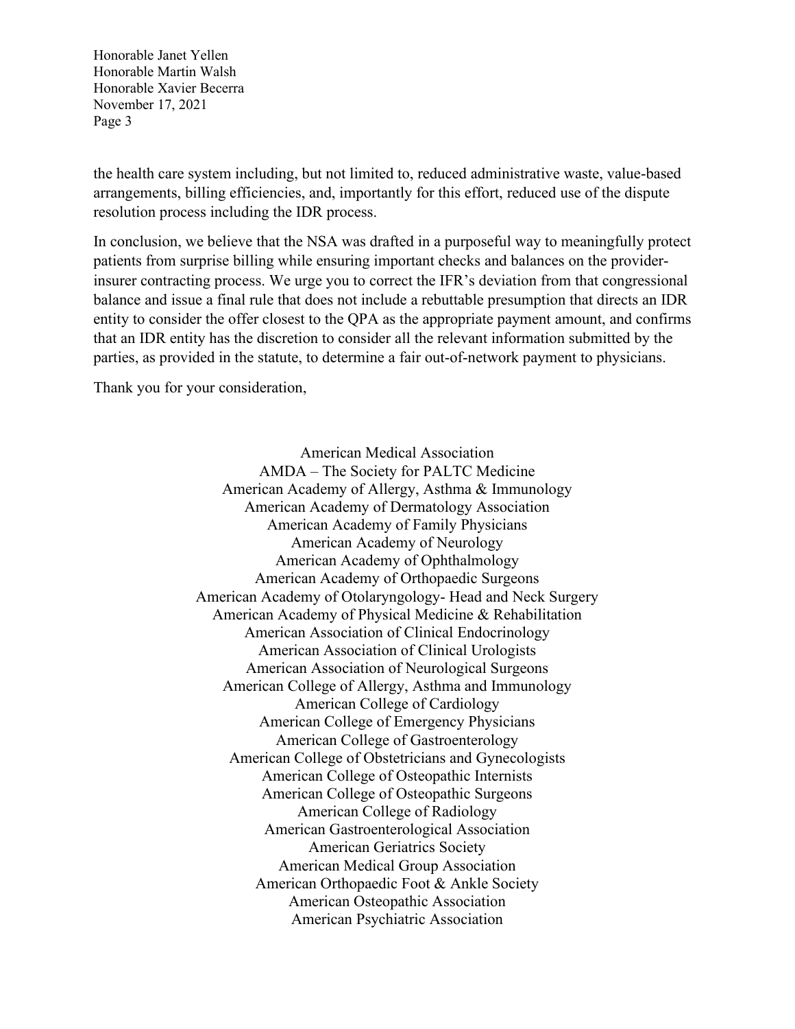the health care system including, but not limited to, reduced administrative waste, value-based arrangements, billing efficiencies, and, importantly for this effort, reduced use of the dispute resolution process including the IDR process.

In conclusion, we believe that the NSA was drafted in a purposeful way to meaningfully protect patients from surprise billing while ensuring important checks and balances on the provider-insurer contracting process. We urge you to correct the IFR's deviation from that congressional balance and issue a final rule that does not include a rebuttable presumption that directs an IDR entity to consider the offer closest to the QPA as the appropriate payment amount, and confirms that an IDR entity has the discretion to consider all the relevant information submitted by the parties, as provided in the statute, to determine a fair out-of-network payment to physicians.

Thank you for your consideration,

American Medical Association
AMDA – The Society for PALTC Medicine
American Academy of Allergy, Asthma & Immunology
American Academy of Dermatology Association
American Academy of Family Physicians
American Academy of Neurology
American Academy of Ophthalmology
American Academy of Orthopaedic Surgeons
American Academy of Otolaryngology- Head and Neck Surgery
American Academy of Physical Medicine & Rehabilitation
American Association of Clinical Endocrinology
American Association of Clinical Urologists
American Association of Neurological Surgeons
American College of Allergy, Asthma and Immunology
American College of Cardiology
American College of Emergency Physicians
American College of Gastroenterology
American College of Obstetricians and Gynecologists
American College of Osteopathic Internists
American College of Osteopathic Surgeons
American College of Radiology
American Gastroenterological Association
American Geriatrics Society
American Medical Group Association
American Orthopaedic Foot & Ankle Society
American Osteopathic Association
American Psychiatric Association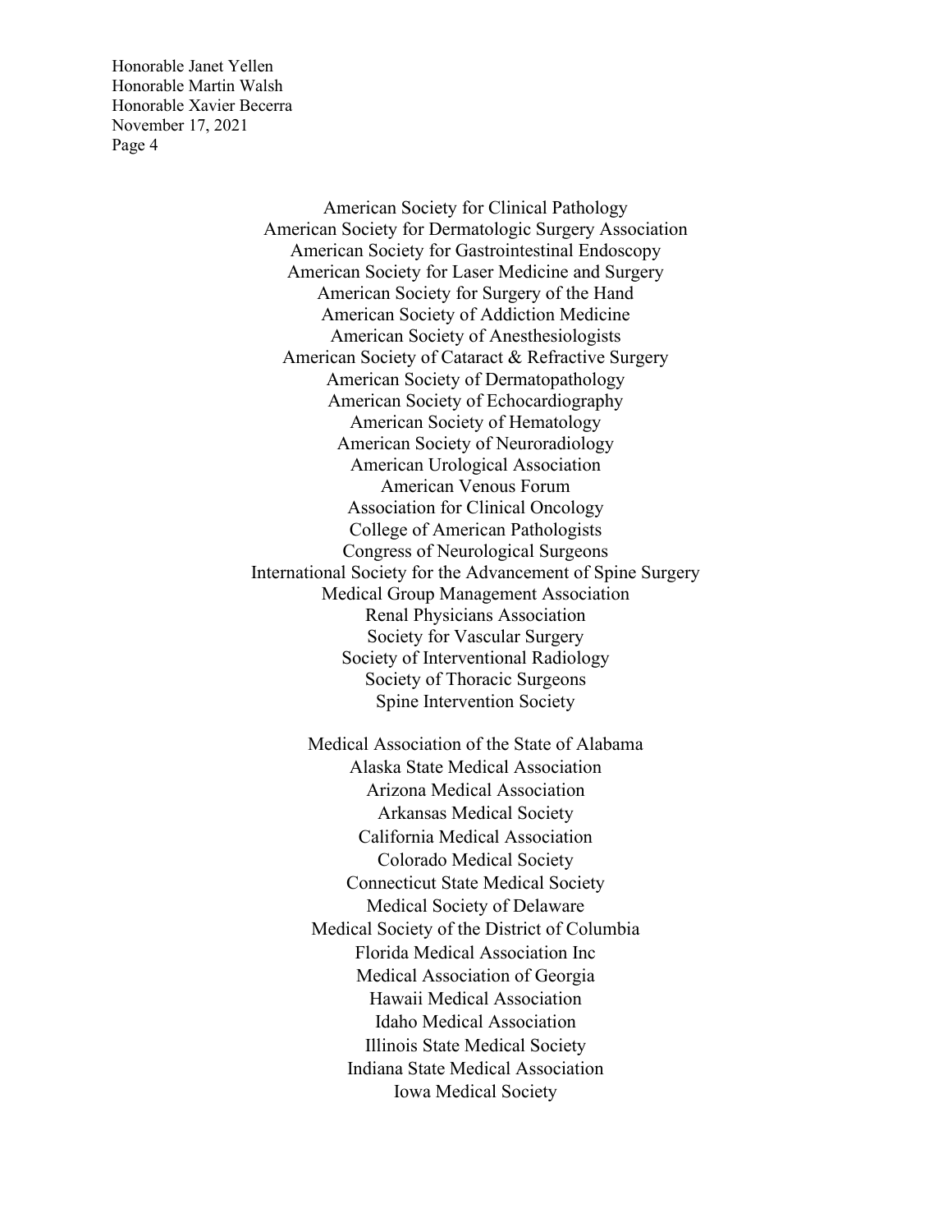American Society for Clinical Pathology
American Society for Dermatologic Surgery Association
American Society for Gastrointestinal Endoscopy
American Society for Laser Medicine and Surgery
American Society for Surgery of the Hand
American Society of Addiction Medicine
American Society of Anesthesiologists
American Society of Cataract & Refractive Surgery
American Society of Dermatopathology
American Society of Echocardiography
American Society of Hematology
American Society of Neuroradiology
American Urological Association
American Venous Forum
Association for Clinical Oncology
College of American Pathologists
Congress of Neurological Surgeons
International Society for the Advancement of Spine Surgery
Medical Group Management Association
Renal Physicians Association
Society for Vascular Surgery
Society of Interventional Radiology
Society of Thoracic Surgeons
Spine Intervention Society

Medical Association of the State of Alabama
Alaska State Medical Association
Arizona Medical Association
Arkansas Medical Society
California Medical Association
Colorado Medical Society
Connecticut State Medical Society
Medical Society of Delaware
Medical Society of the District of Columbia
Florida Medical Association Inc
Medical Association of Georgia
Hawaii Medical Association
Idaho Medical Association
Illinois State Medical Society
Indiana State Medical Association
Iowa Medical Society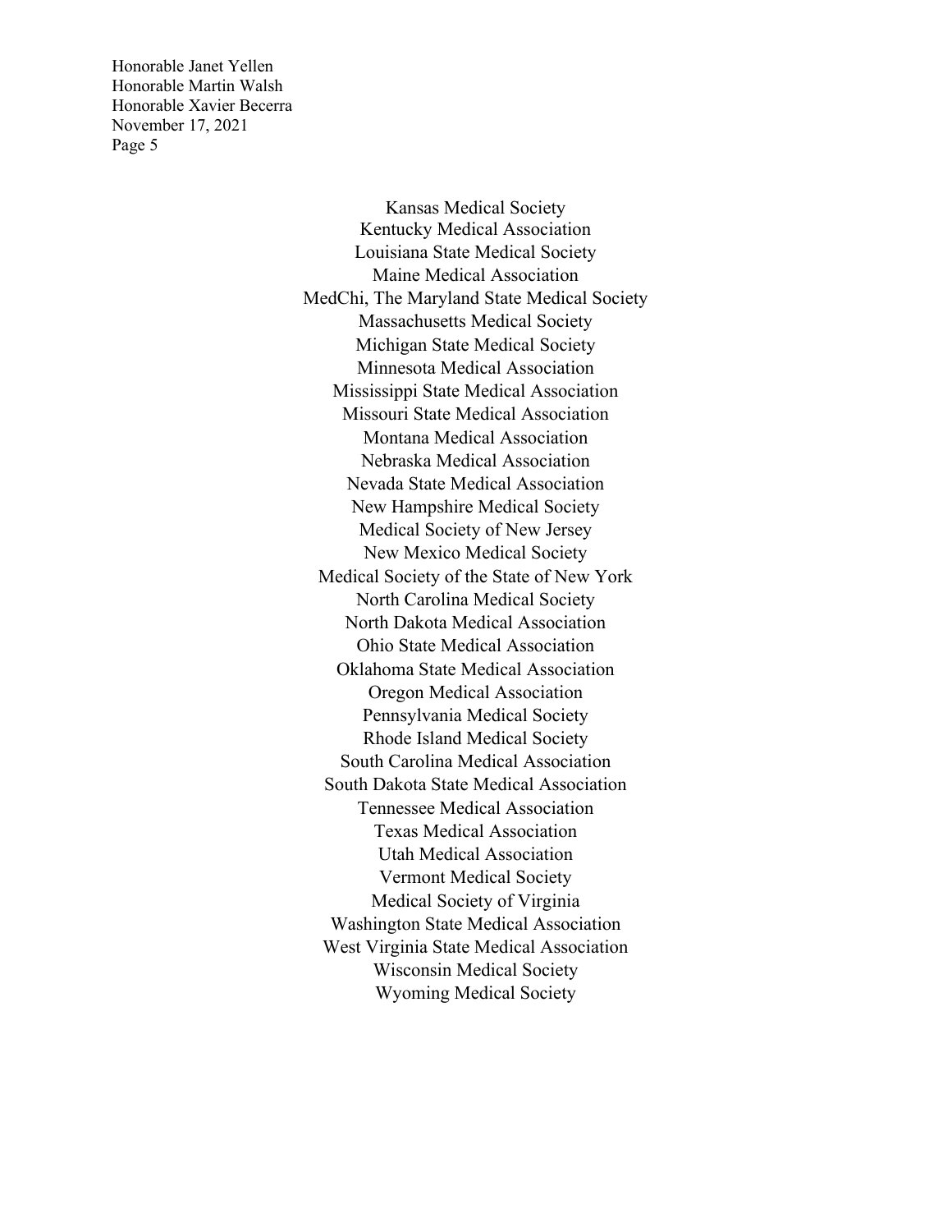Kansas Medical Society
Kentucky Medical Association
Louisiana State Medical Society
Maine Medical Association
MedChi, The Maryland State Medical Society
Massachusetts Medical Society
Michigan State Medical Society
Minnesota Medical Association
Mississippi State Medical Association
Missouri State Medical Association
Montana Medical Association
Nebraska Medical Association
Nevada State Medical Association
New Hampshire Medical Society
Medical Society of New Jersey
New Mexico Medical Society
Medical Society of the State of New York
North Carolina Medical Society
North Dakota Medical Association
Ohio State Medical Association
Oklahoma State Medical Association
Oregon Medical Association
Pennsylvania Medical Society
Rhode Island Medical Society
South Carolina Medical Association
South Dakota State Medical Association
Tennessee Medical Association
Texas Medical Association
Utah Medical Association
Vermont Medical Society
Medical Society of Virginia
Washington State Medical Association
West Virginia State Medical Association
Wisconsin Medical Society
Wyoming Medical Society